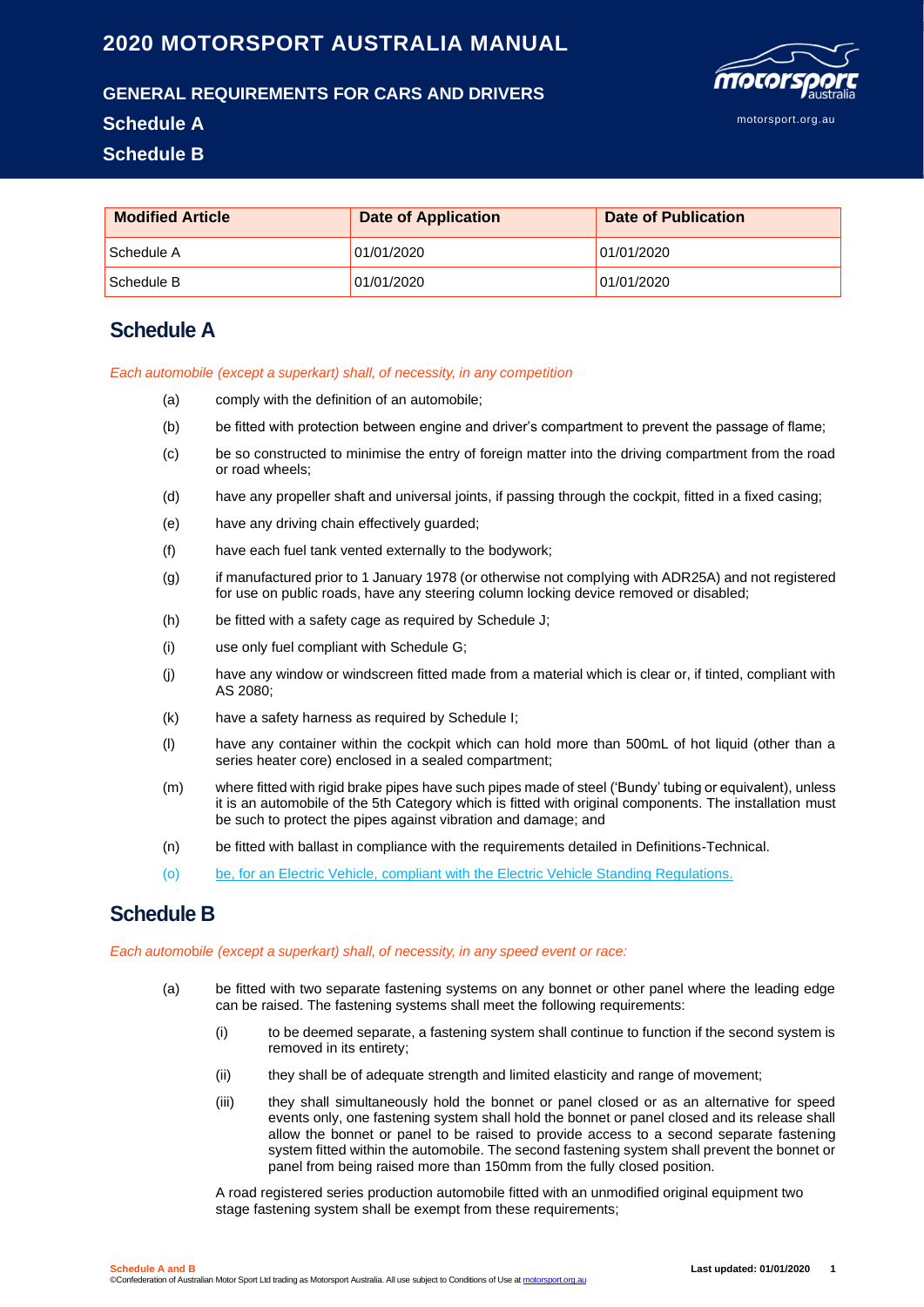# 2020 MOTORSPORT AUSTRALIA MANUAL

## GENERAL REQUIREMENTS FOR CARS AND DRIVERS

## Schedule A

## Schedule B

| Modified Article | Date of Application | Date of Publication |
|---|---|---|
| Schedule A | 01/01/2020 | 01/01/2020 |
| Schedule B | 01/01/2020 | 01/01/2020 |

## Schedule A

*Each automobile (except a superkart) shall, of necessity, in any competition*

(a) comply with the definition of an automobile;

(b) be fitted with protection between engine and driver's compartment to prevent the passage of flame;

(c) be so constructed to minimise the entry of foreign matter into the driving compartment from the road or road wheels;

(d) have any propeller shaft and universal joints, if passing through the cockpit, fitted in a fixed casing;

(e) have any driving chain effectively guarded;

(f) have each fuel tank vented externally to the bodywork;

(g) if manufactured prior to 1 January 1978 (or otherwise not complying with ADR25A) and not registered for use on public roads, have any steering column locking device removed or disabled;

(h) be fitted with a safety cage as required by Schedule J;

(i) use only fuel compliant with Schedule G;

(j) have any window or windscreen fitted made from a material which is clear or, if tinted, compliant with AS 2080;

(k) have a safety harness as required by Schedule I;

(l) have any container within the cockpit which can hold more than 500mL of hot liquid (other than a series heater core) enclosed in a sealed compartment;

(m) where fitted with rigid brake pipes have such pipes made of steel ('Bundy' tubing or equivalent), unless it is an automobile of the 5th Category which is fitted with original components. The installation must be such to protect the pipes against vibration and damage; and

(n) be fitted with ballast in compliance with the requirements detailed in Definitions-Technical.

(o) be, for an Electric Vehicle, compliant with the Electric Vehicle Standing Regulations.

## Schedule B

*Each automobile (except a superkart) shall, of necessity, in any speed event or race:*

(a) be fitted with two separate fastening systems on any bonnet or other panel where the leading edge can be raised. The fastening systems shall meet the following requirements:

(i) to be deemed separate, a fastening system shall continue to function if the second system is removed in its entirety;

(ii) they shall be of adequate strength and limited elasticity and range of movement;

(iii) they shall simultaneously hold the bonnet or panel closed or as an alternative for speed events only, one fastening system shall hold the bonnet or panel closed and its release shall allow the bonnet or panel to be raised to provide access to a second separate fastening system fitted within the automobile. The second fastening system shall prevent the bonnet or panel from being raised more than 150mm from the fully closed position.

A road registered series production automobile fitted with an unmodified original equipment two stage fastening system shall be exempt from these requirements;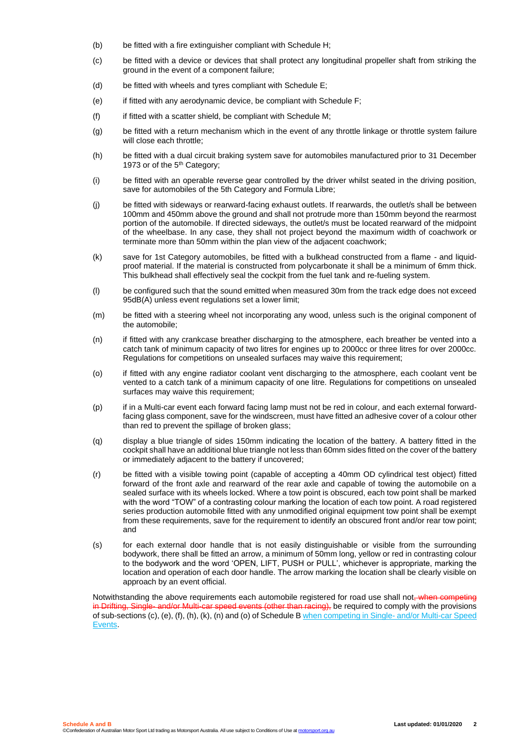(b) be fitted with a fire extinguisher compliant with Schedule H;

(c) be fitted with a device or devices that shall protect any longitudinal propeller shaft from striking the ground in the event of a component failure;

(d) be fitted with wheels and tyres compliant with Schedule E;

(e) if fitted with any aerodynamic device, be compliant with Schedule F;

(f) if fitted with a scatter shield, be compliant with Schedule M;

(g) be fitted with a return mechanism which in the event of any throttle linkage or throttle system failure will close each throttle;

(h) be fitted with a dual circuit braking system save for automobiles manufactured prior to 31 December 1973 or of the 5th Category;

(i) be fitted with an operable reverse gear controlled by the driver whilst seated in the driving position, save for automobiles of the 5th Category and Formula Libre;

(j) be fitted with sideways or rearward-facing exhaust outlets. If rearwards, the outlet/s shall be between 100mm and 450mm above the ground and shall not protrude more than 150mm beyond the rearmost portion of the automobile. If directed sideways, the outlet/s must be located rearward of the midpoint of the wheelbase. In any case, they shall not project beyond the maximum width of coachwork or terminate more than 50mm within the plan view of the adjacent coachwork;

(k) save for 1st Category automobiles, be fitted with a bulkhead constructed from a flame - and liquid-proof material. If the material is constructed from polycarbonate it shall be a minimum of 6mm thick. This bulkhead shall effectively seal the cockpit from the fuel tank and re-fueling system.

(l) be configured such that the sound emitted when measured 30m from the track edge does not exceed 95dB(A) unless event regulations set a lower limit;

(m) be fitted with a steering wheel not incorporating any wood, unless such is the original component of the automobile;

(n) if fitted with any crankcase breather discharging to the atmosphere, each breather be vented into a catch tank of minimum capacity of two litres for engines up to 2000cc or three litres for over 2000cc. Regulations for competitions on unsealed surfaces may waive this requirement;

(o) if fitted with any engine radiator coolant vent discharging to the atmosphere, each coolant vent be vented to a catch tank of a minimum capacity of one litre. Regulations for competitions on unsealed surfaces may waive this requirement;

(p) if in a Multi-car event each forward facing lamp must not be red in colour, and each external forward-facing glass component, save for the windscreen, must have fitted an adhesive cover of a colour other than red to prevent the spillage of broken glass;

(q) display a blue triangle of sides 150mm indicating the location of the battery. A battery fitted in the cockpit shall have an additional blue triangle not less than 60mm sides fitted on the cover of the battery or immediately adjacent to the battery if uncovered;

(r) be fitted with a visible towing point (capable of accepting a 40mm OD cylindrical test object) fitted forward of the front axle and rearward of the rear axle and capable of towing the automobile on a sealed surface with its wheels locked. Where a tow point is obscured, each tow point shall be marked with the word "TOW" of a contrasting colour marking the location of each tow point. A road registered series production automobile fitted with any unmodified original equipment tow point shall be exempt from these requirements, save for the requirement to identify an obscured front and/or rear tow point; and

(s) for each external door handle that is not easily distinguishable or visible from the surrounding bodywork, there shall be fitted an arrow, a minimum of 50mm long, yellow or red in contrasting colour to the bodywork and the word 'OPEN, LIFT, PUSH or PULL', whichever is appropriate, marking the location and operation of each door handle. The arrow marking the location shall be clearly visible on approach by an event official.

Notwithstanding the above requirements each automobile registered for road use shall not~~, when competing in Drifting, Single- and/or Multi-car speed events (other than racing),~~ be required to comply with the provisions of sub-sections (c), (e), (f), (h), (k), (n) and (o) of Schedule B when competing in Single- and/or Multi-car Speed Events.